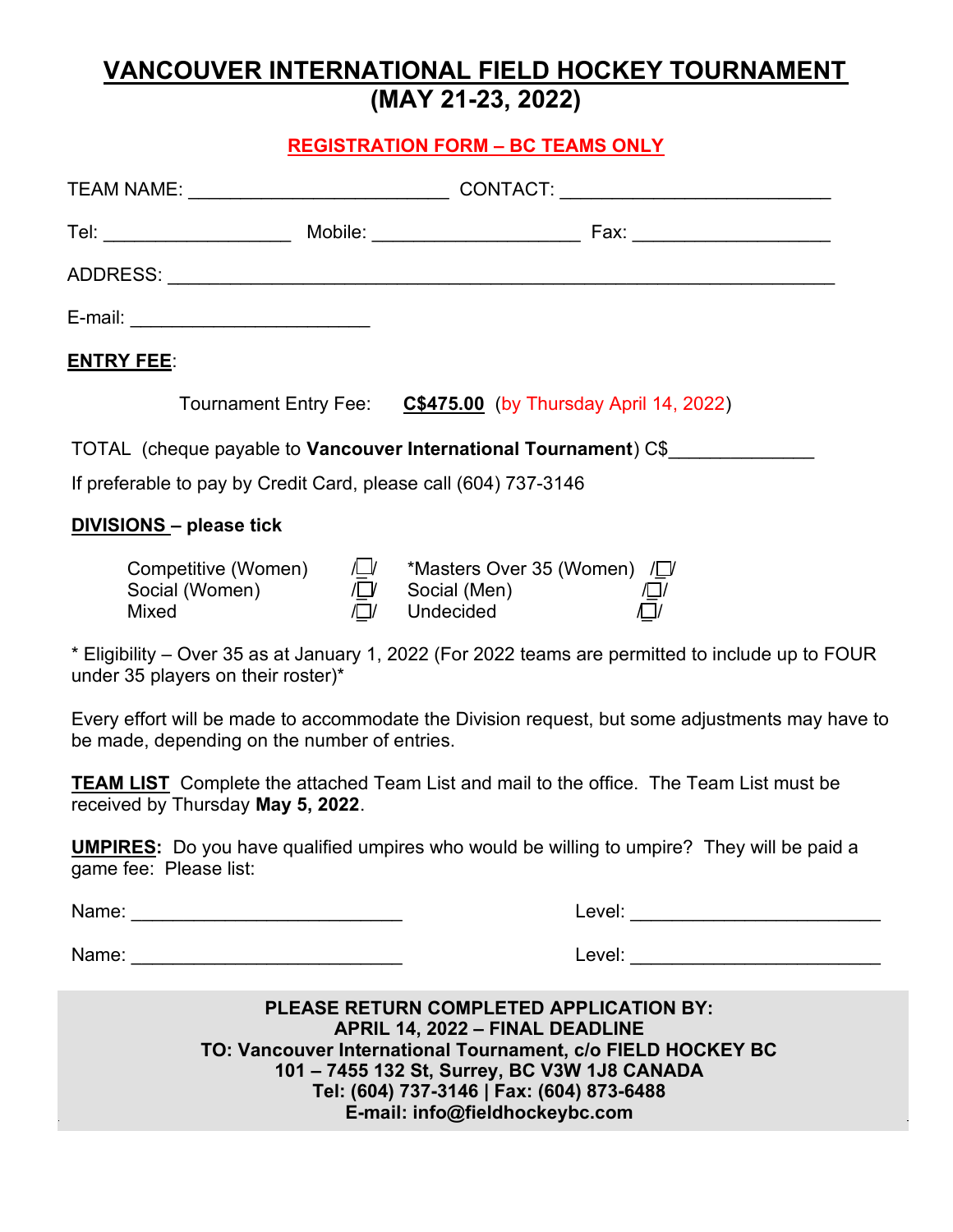# VANCOUVER INTERNATIONAL FIELD HOCKEY TOURNAMENT
## (MAY 21-23, 2022)

**REGISTRATION FORM – BC TEAMS ONLY**

TEAM NAME: ________________________ CONTACT: ________________________

Tel: _________________ Mobile: ___________________ Fax: __________________

ADDRESS: ______________________________________________________________

E-mail: ______________________

**ENTRY FEE**:

Tournament Entry Fee: **C$475.00** (by Thursday April 14, 2022)

TOTAL (cheque payable to **Vancouver International Tournament**) C$_____________

If preferable to pay by Credit Card, please call (604) 737-3146

**DIVISIONS – please tick**

| | | | |
|---|---|---|---|
| Competitive (Women) | ☐ | *Masters Over 35 (Women) | ☐ |
| Social (Women) | ☐ | Social (Men) | ☐ |
| Mixed | ☐ | Undecided | ☐ |

* Eligibility – Over 35 as at January 1, 2022 (For 2022 teams are permitted to include up to FOUR under 35 players on their roster)*

Every effort will be made to accommodate the Division request, but some adjustments may have to be made, depending on the number of entries.

**TEAM LIST** Complete the attached Team List and mail to the office. The Team List must be received by Thursday **May 5, 2022**.

**UMPIRES:** Do you have qualified umpires who would be willing to umpire? They will be paid a game fee: Please list:

Name: ________________________ Level: ________________________

Name: ________________________ Level: ________________________

**PLEASE RETURN COMPLETED APPLICATION BY:**
**APRIL 14, 2022 – FINAL DEADLINE**
**TO: Vancouver International Tournament, c/o FIELD HOCKEY BC**
**101 – 7455 132 St, Surrey, BC V3W 1J8 CANADA**
**Tel: (604) 737-3146 | Fax: (604) 873-6488**
**E-mail: info@fieldhockeybc.com**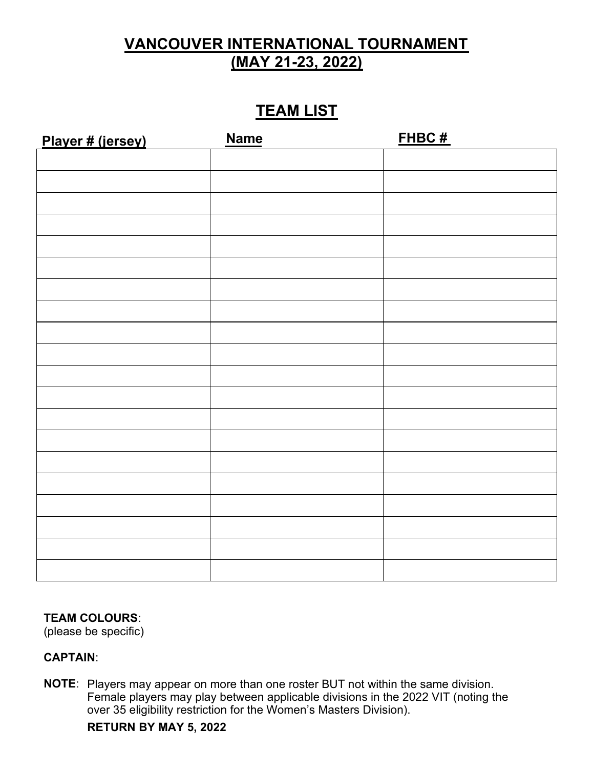# VANCOUVER INTERNATIONAL TOURNAMENT (MAY 21-23, 2022)

## TEAM LIST

| Player # (jersey) | Name | FHBC # |
| --- | --- | --- |
| | | |
| | | |
| | | |
| | | |
| | | |
| | | |
| | | |
| | | |
| | | |
| | | |
| | | |
| | | |
| | | |
| | | |
| | | |
| | | |
| | | |
| | | |
| | | |
| | | |

**TEAM COLOURS**:
(please be specific)

**CAPTAIN**:

**NOTE**: Players may appear on more than one roster BUT not within the same division. Female players may play between applicable divisions in the 2022 VIT (noting the over 35 eligibility restriction for the Women's Masters Division).

**RETURN BY MAY 5, 2022**